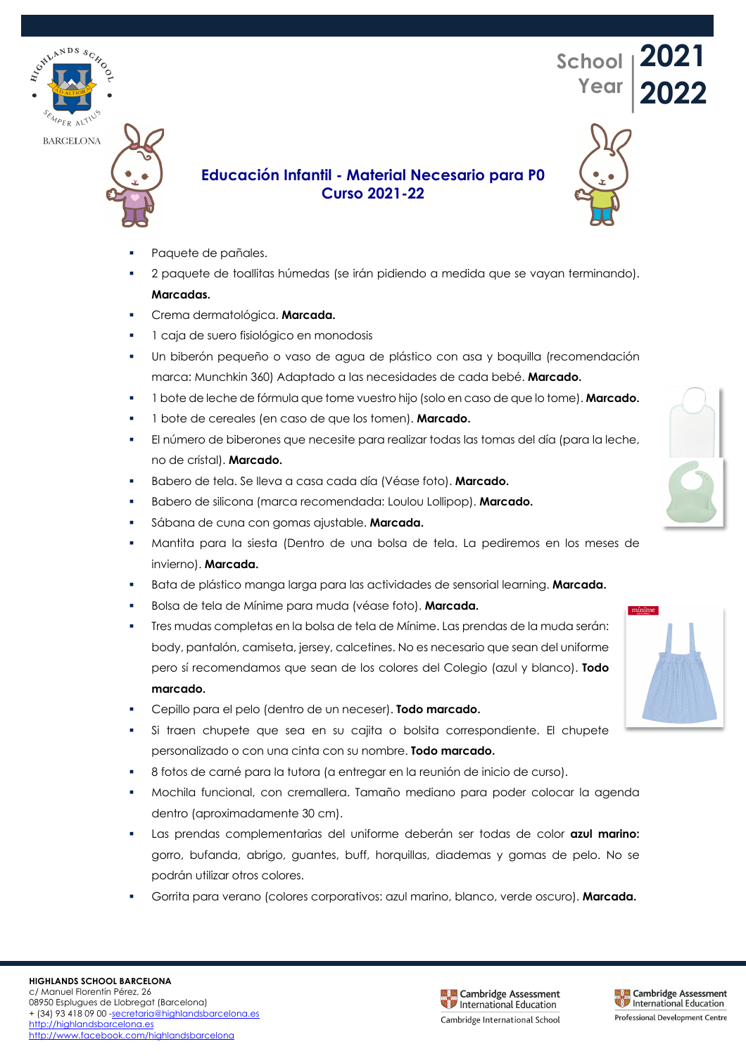School Year 2021 2022

## Educación Infantil - Material Necesario para P0
## Curso 2021-22

- Paquete de pañales.
- 2 paquete de toallitas húmedas (se irán pidiendo a medida que se vayan terminando). **Marcadas.**
- Crema dermatológica. **Marcada.**
- 1 caja de suero fisiológico en monodosis
- Un biberón pequeño o vaso de agua de plástico con asa y boquilla (recomendación marca: Munchkin 360) Adaptado a las necesidades de cada bebé. **Marcado.**
- 1 bote de leche de fórmula que tome vuestro hijo (solo en caso de que lo tome). **Marcado.**
- 1 bote de cereales (en caso de que los tomen). **Marcado.**
- El número de biberones que necesite para realizar todas las tomas del día (para la leche, no de cristal). **Marcado.**
- Babero de tela. Se lleva a casa cada día (Véase foto). **Marcado.**
- Babero de silicona (marca recomendada: Loulou Lollipop). **Marcado.**
- Sábana de cuna con gomas ajustable. **Marcada.**
- Mantita para la siesta (Dentro de una bolsa de tela. La pediremos en los meses de invierno). **Marcada.**
- Bata de plástico manga larga para las actividades de sensorial learning. **Marcada.**
- Bolsa de tela de Mínime para muda (véase foto). **Marcada.**
- Tres mudas completas en la bolsa de tela de Mínime. Las prendas de la muda serán: body, pantalón, camiseta, jersey, calcetines. No es necesario que sean del uniforme pero sí recomendamos que sean de los colores del Colegio (azul y blanco). **Todo marcado.**
- Cepillo para el pelo (dentro de un neceser). **Todo marcado.**
- Si traen chupete que sea en su cajita o bolsita correspondiente. El chupete personalizado o con una cinta con su nombre. **Todo marcado.**
- 8 fotos de carné para la tutora (a entregar en la reunión de inicio de curso).
- Mochila funcional, con cremallera. Tamaño mediano para poder colocar la agenda dentro (aproximadamente 30 cm).
- Las prendas complementarias del uniforme deberán ser todas de color **azul marino:** gorro, bufanda, abrigo, guantes, buff, horquillas, diademas y gomas de pelo. No se podrán utilizar otros colores.
- Gorrita para verano (colores corporativos: azul marino, blanco, verde oscuro). **Marcada.**

**HIGHLANDS SCHOOL BARCELONA**
c/ Manuel Florentín Pérez, 26
08950 Esplugues de Llobregat (Barcelona)
+ (34) 93 418 09 00 -secretaria@highlandsbarcelona.es
http://highlandsbarcelona.es
http://www.facebook.com/highlandsbarcelona

Cambridge Assessment International Education – Cambridge International School
Cambridge Assessment International Education – Professional Development Centre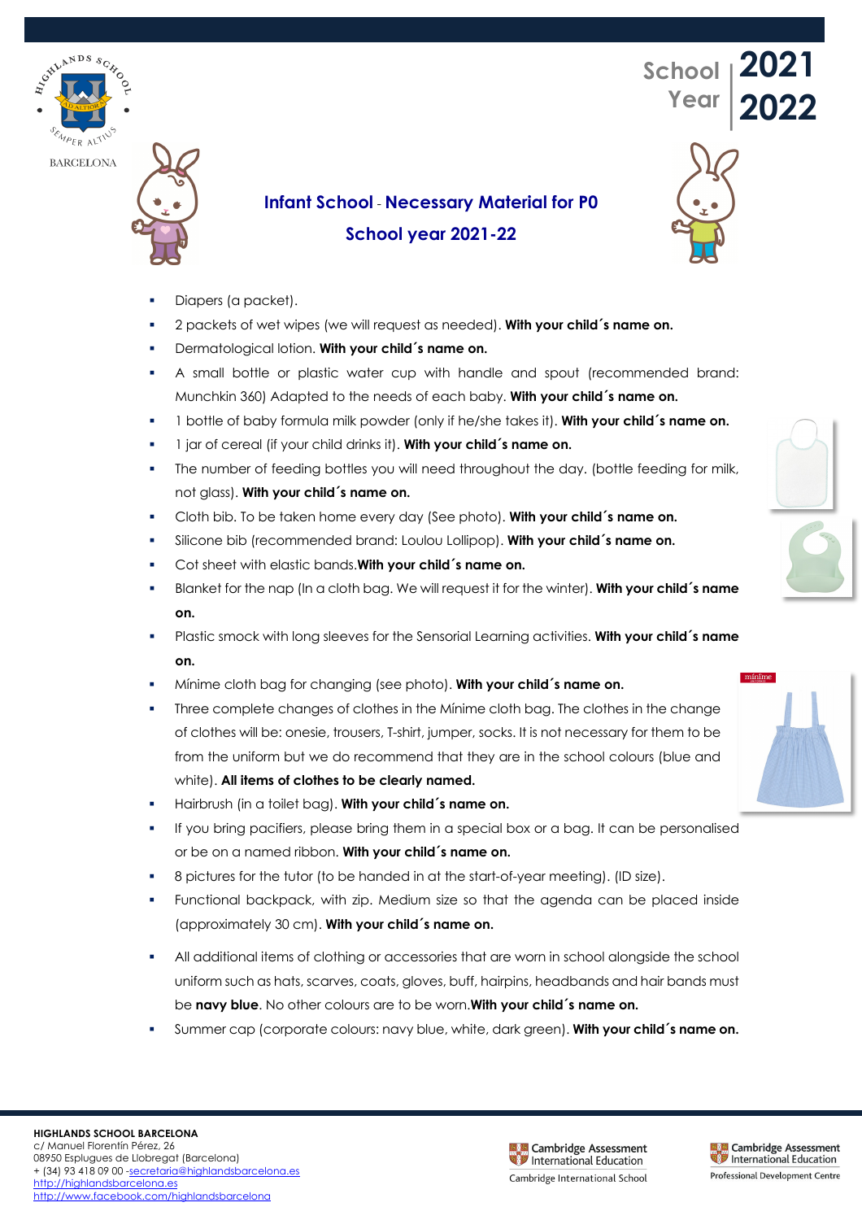School Year 2021 2022

## Infant School - Necessary Material for P0

## School year 2021-22

- Diapers (a packet).
- 2 packets of wet wipes (we will request as needed). **With your child´s name on.**
- Dermatological lotion. **With your child´s name on.**
- A small bottle or plastic water cup with handle and spout (recommended brand: Munchkin 360) Adapted to the needs of each baby. **With your child´s name on.**
- 1 bottle of baby formula milk powder (only if he/she takes it). **With your child´s name on.**
- 1 jar of cereal (if your child drinks it). **With your child´s name on.**
- The number of feeding bottles you will need throughout the day. (bottle feeding for milk, not glass). **With your child´s name on.**
- Cloth bib. To be taken home every day (See photo). **With your child´s name on.**
- Silicone bib (recommended brand: Loulou Lollipop). **With your child´s name on.**
- Cot sheet with elastic bands.**With your child´s name on.**
- Blanket for the nap (In a cloth bag. We will request it for the winter). **With your child´s name on.**
- Plastic smock with long sleeves for the Sensorial Learning activities. **With your child´s name on.**
- Mínime cloth bag for changing (see photo). **With your child´s name on.**
- Three complete changes of clothes in the Mínime cloth bag. The clothes in the change of clothes will be: onesie, trousers, T-shirt, jumper, socks. It is not necessary for them to be from the uniform but we do recommend that they are in the school colours (blue and white). **All items of clothes to be clearly named.**
- Hairbrush (in a toilet bag). **With your child´s name on.**
- If you bring pacifiers, please bring them in a special box or a bag. It can be personalised or be on a named ribbon. **With your child´s name on.**
- 8 pictures for the tutor (to be handed in at the start-of-year meeting). (ID size).
- Functional backpack, with zip. Medium size so that the agenda can be placed inside (approximately 30 cm). **With your child´s name on.**
- All additional items of clothing or accessories that are worn in school alongside the school uniform such as hats, scarves, coats, gloves, buff, hairpins, headbands and hair bands must be **navy blue**. No other colours are to be worn.**With your child´s name on.**
- Summer cap (corporate colours: navy blue, white, dark green). **With your child´s name on.**

**HIGHLANDS SCHOOL BARCELONA**
c/ Manuel Florentín Pérez, 26
08950 Esplugues de Llobregat (Barcelona)
+ (34) 93 418 09 00 -secretaria@highlandsbarcelona.es
http://highlandsbarcelona.es
http://www.facebook.com/highlandsbarcelona

Cambridge Assessment International Education – Cambridge International School
Cambridge Assessment International Education – Professional Development Centre